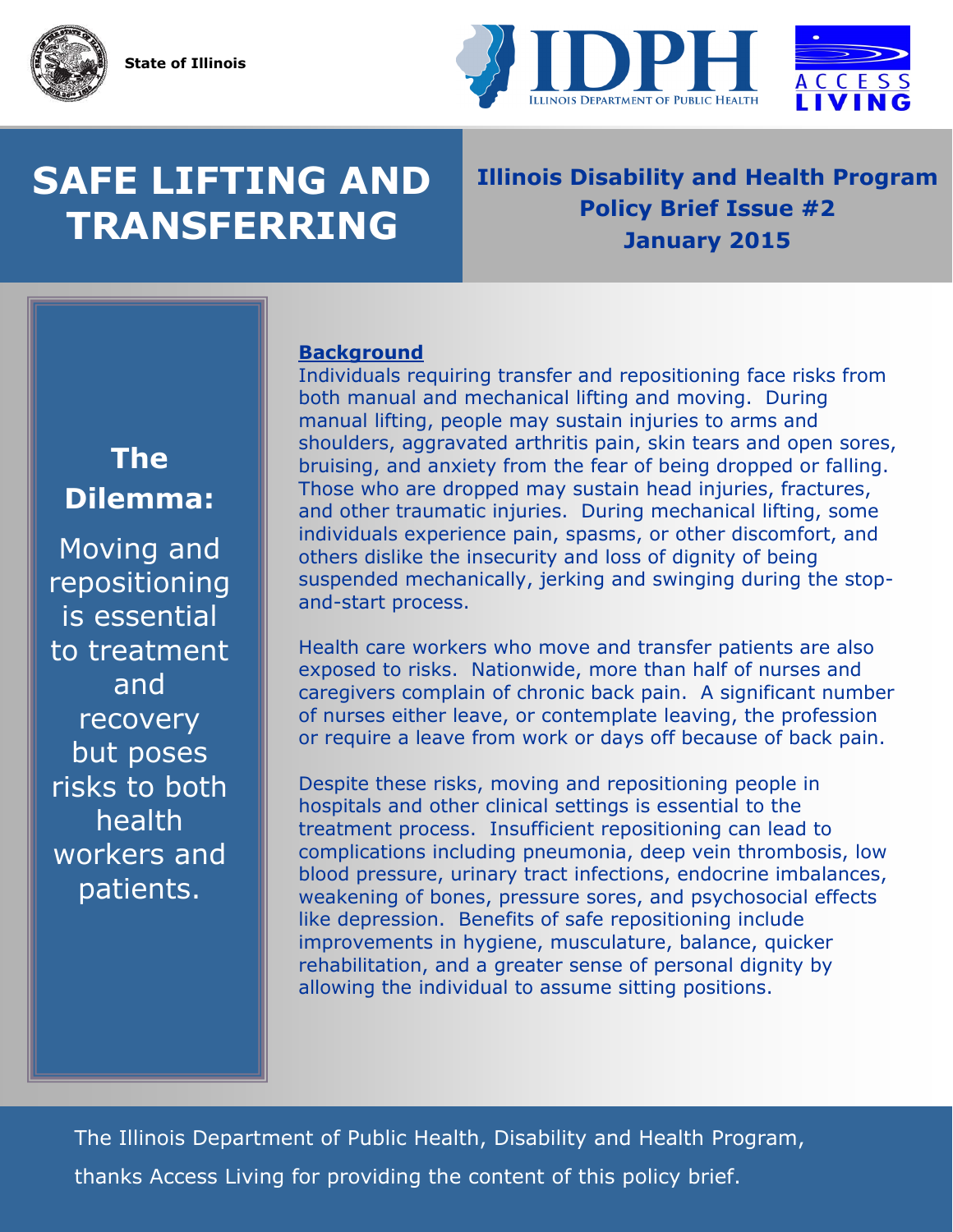State of Illinois

IDPH — Illinois Department of Public Health

Access Living

# SAFE LIFTING AND TRANSFERRING

**Illinois Disability and Health Program**
**Policy Brief Issue #2**
**January 2015**

**The Dilemma:**

Moving and repositioning is essential to treatment and recovery but poses risks to both health workers and patients.

## Background

Individuals requiring transfer and repositioning face risks from both manual and mechanical lifting and moving. During manual lifting, people may sustain injuries to arms and shoulders, aggravated arthritis pain, skin tears and open sores, bruising, and anxiety from the fear of being dropped or falling. Those who are dropped may sustain head injuries, fractures, and other traumatic injuries. During mechanical lifting, some individuals experience pain, spasms, or other discomfort, and others dislike the insecurity and loss of dignity of being suspended mechanically, jerking and swinging during the stop-and-start process.

Health care workers who move and transfer patients are also exposed to risks. Nationwide, more than half of nurses and caregivers complain of chronic back pain. A significant number of nurses either leave, or contemplate leaving, the profession or require a leave from work or days off because of back pain.

Despite these risks, moving and repositioning people in hospitals and other clinical settings is essential to the treatment process. Insufficient repositioning can lead to complications including pneumonia, deep vein thrombosis, low blood pressure, urinary tract infections, endocrine imbalances, weakening of bones, pressure sores, and psychosocial effects like depression. Benefits of safe repositioning include improvements in hygiene, musculature, balance, quicker rehabilitation, and a greater sense of personal dignity by allowing the individual to assume sitting positions.

The Illinois Department of Public Health, Disability and Health Program, thanks Access Living for providing the content of this policy brief.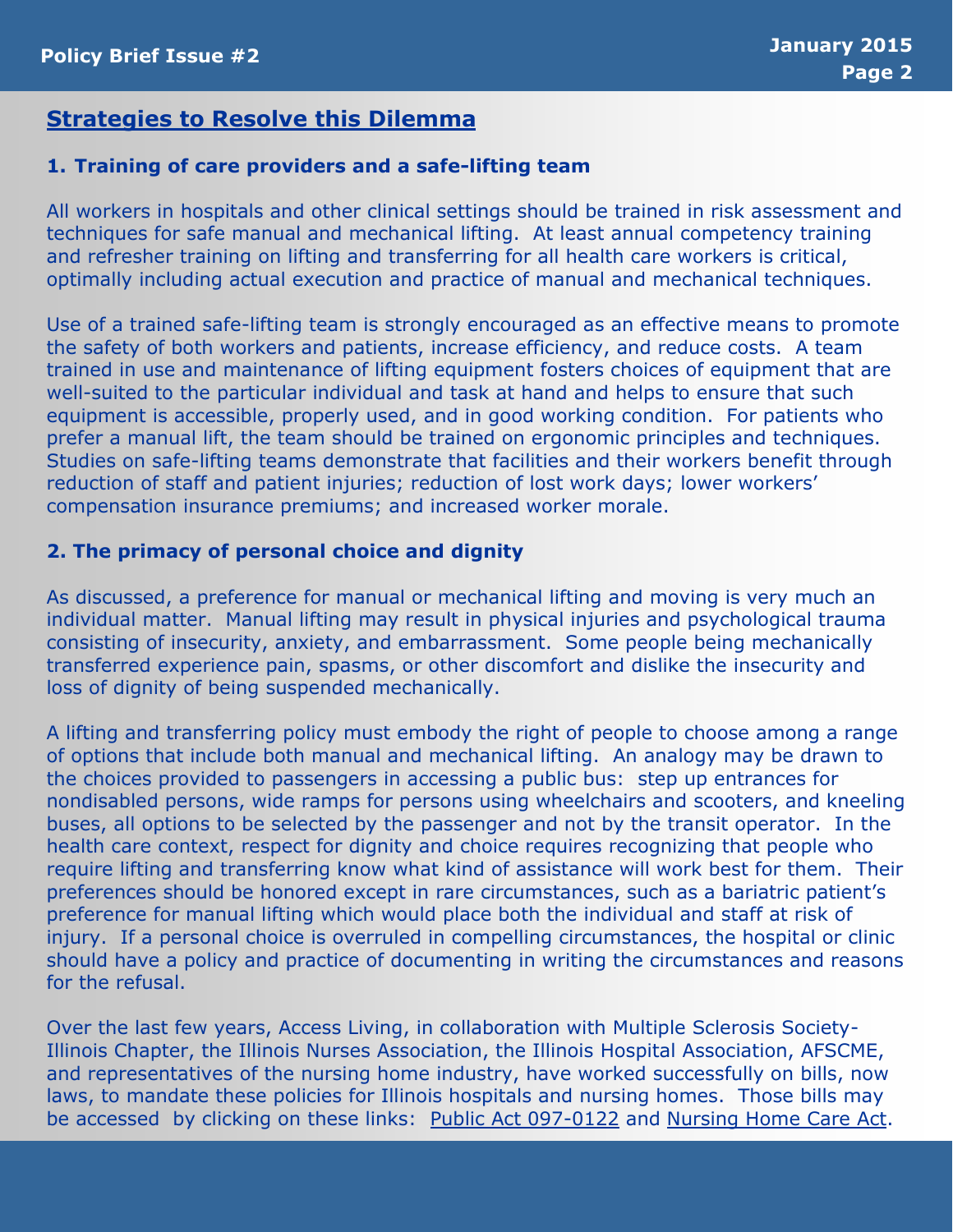## Strategies to Resolve this Dilemma

### 1. Training of care providers and a safe-lifting team

All workers in hospitals and other clinical settings should be trained in risk assessment and techniques for safe manual and mechanical lifting. At least annual competency training and refresher training on lifting and transferring for all health care workers is critical, optimally including actual execution and practice of manual and mechanical techniques.

Use of a trained safe-lifting team is strongly encouraged as an effective means to promote the safety of both workers and patients, increase efficiency, and reduce costs. A team trained in use and maintenance of lifting equipment fosters choices of equipment that are well-suited to the particular individual and task at hand and helps to ensure that such equipment is accessible, properly used, and in good working condition. For patients who prefer a manual lift, the team should be trained on ergonomic principles and techniques. Studies on safe-lifting teams demonstrate that facilities and their workers benefit through reduction of staff and patient injuries; reduction of lost work days; lower workers' compensation insurance premiums; and increased worker morale.

### 2. The primacy of personal choice and dignity

As discussed, a preference for manual or mechanical lifting and moving is very much an individual matter. Manual lifting may result in physical injuries and psychological trauma consisting of insecurity, anxiety, and embarrassment. Some people being mechanically transferred experience pain, spasms, or other discomfort and dislike the insecurity and loss of dignity of being suspended mechanically.

A lifting and transferring policy must embody the right of people to choose among a range of options that include both manual and mechanical lifting. An analogy may be drawn to the choices provided to passengers in accessing a public bus: step up entrances for nondisabled persons, wide ramps for persons using wheelchairs and scooters, and kneeling buses, all options to be selected by the passenger and not by the transit operator. In the health care context, respect for dignity and choice requires recognizing that people who require lifting and transferring know what kind of assistance will work best for them. Their preferences should be honored except in rare circumstances, such as a bariatric patient's preference for manual lifting which would place both the individual and staff at risk of injury. If a personal choice is overruled in compelling circumstances, the hospital or clinic should have a policy and practice of documenting in writing the circumstances and reasons for the refusal.

Over the last few years, Access Living, in collaboration with Multiple Sclerosis Society-Illinois Chapter, the Illinois Nurses Association, the Illinois Hospital Association, AFSCME, and representatives of the nursing home industry, have worked successfully on bills, now laws, to mandate these policies for Illinois hospitals and nursing homes. Those bills may be accessed by clicking on these links: Public Act 097-0122 and Nursing Home Care Act.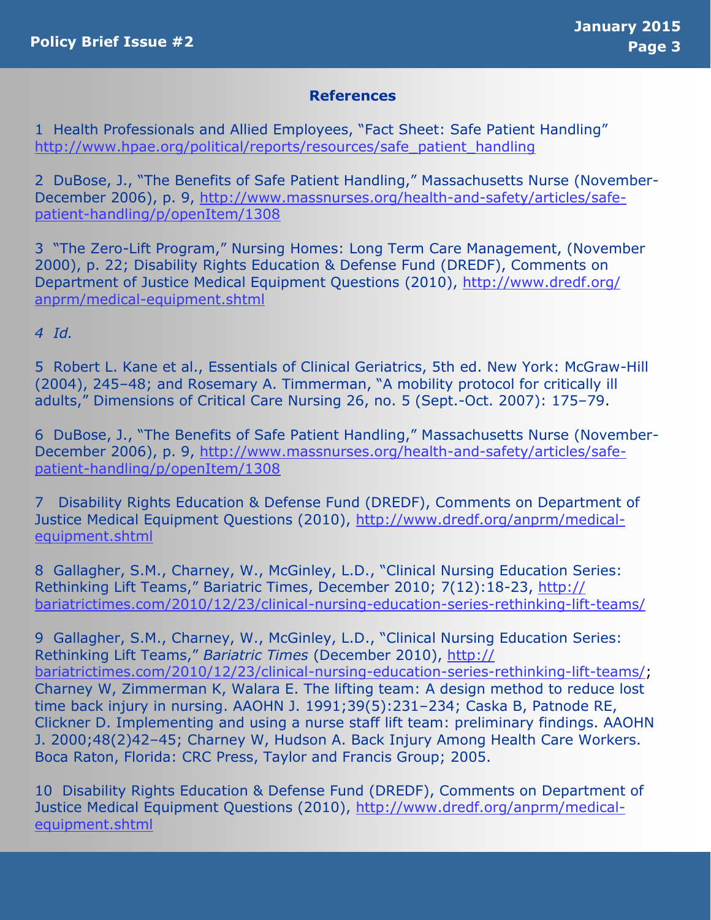## References

1 Health Professionals and Allied Employees, "Fact Sheet: Safe Patient Handling" http://www.hpae.org/political/reports/resources/safe_patient_handling

2 DuBose, J., "The Benefits of Safe Patient Handling," Massachusetts Nurse (November-December 2006), p. 9, http://www.massnurses.org/health-and-safety/articles/safe-patient-handling/p/openItem/1308

3 "The Zero-Lift Program," Nursing Homes: Long Term Care Management, (November 2000), p. 22; Disability Rights Education & Defense Fund (DREDF), Comments on Department of Justice Medical Equipment Questions (2010), http://www.dredf.org/anprm/medical-equipment.shtml

*4 Id.*

5 Robert L. Kane et al., Essentials of Clinical Geriatrics, 5th ed. New York: McGraw-Hill (2004), 245–48; and Rosemary A. Timmerman, "A mobility protocol for critically ill adults," Dimensions of Critical Care Nursing 26, no. 5 (Sept.-Oct. 2007): 175–79.

6 DuBose, J., "The Benefits of Safe Patient Handling," Massachusetts Nurse (November-December 2006), p. 9, http://www.massnurses.org/health-and-safety/articles/safe-patient-handling/p/openItem/1308

7 Disability Rights Education & Defense Fund (DREDF), Comments on Department of Justice Medical Equipment Questions (2010), http://www.dredf.org/anprm/medical-equipment.shtml

8 Gallagher, S.M., Charney, W., McGinley, L.D., "Clinical Nursing Education Series: Rethinking Lift Teams," Bariatric Times, December 2010; 7(12):18-23, http://bariatrictimes.com/2010/12/23/clinical-nursing-education-series-rethinking-lift-teams/

9 Gallagher, S.M., Charney, W., McGinley, L.D., "Clinical Nursing Education Series: Rethinking Lift Teams," *Bariatric Times* (December 2010), http://bariatrictimes.com/2010/12/23/clinical-nursing-education-series-rethinking-lift-teams/; Charney W, Zimmerman K, Walara E. The lifting team: A design method to reduce lost time back injury in nursing. AAOHN J. 1991;39(5):231–234; Caska B, Patnode RE, Clickner D. Implementing and using a nurse staff lift team: preliminary findings. AAOHN J. 2000;48(2)42–45; Charney W, Hudson A. Back Injury Among Health Care Workers. Boca Raton, Florida: CRC Press, Taylor and Francis Group; 2005.

10 Disability Rights Education & Defense Fund (DREDF), Comments on Department of Justice Medical Equipment Questions (2010), http://www.dredf.org/anprm/medical-equipment.shtml